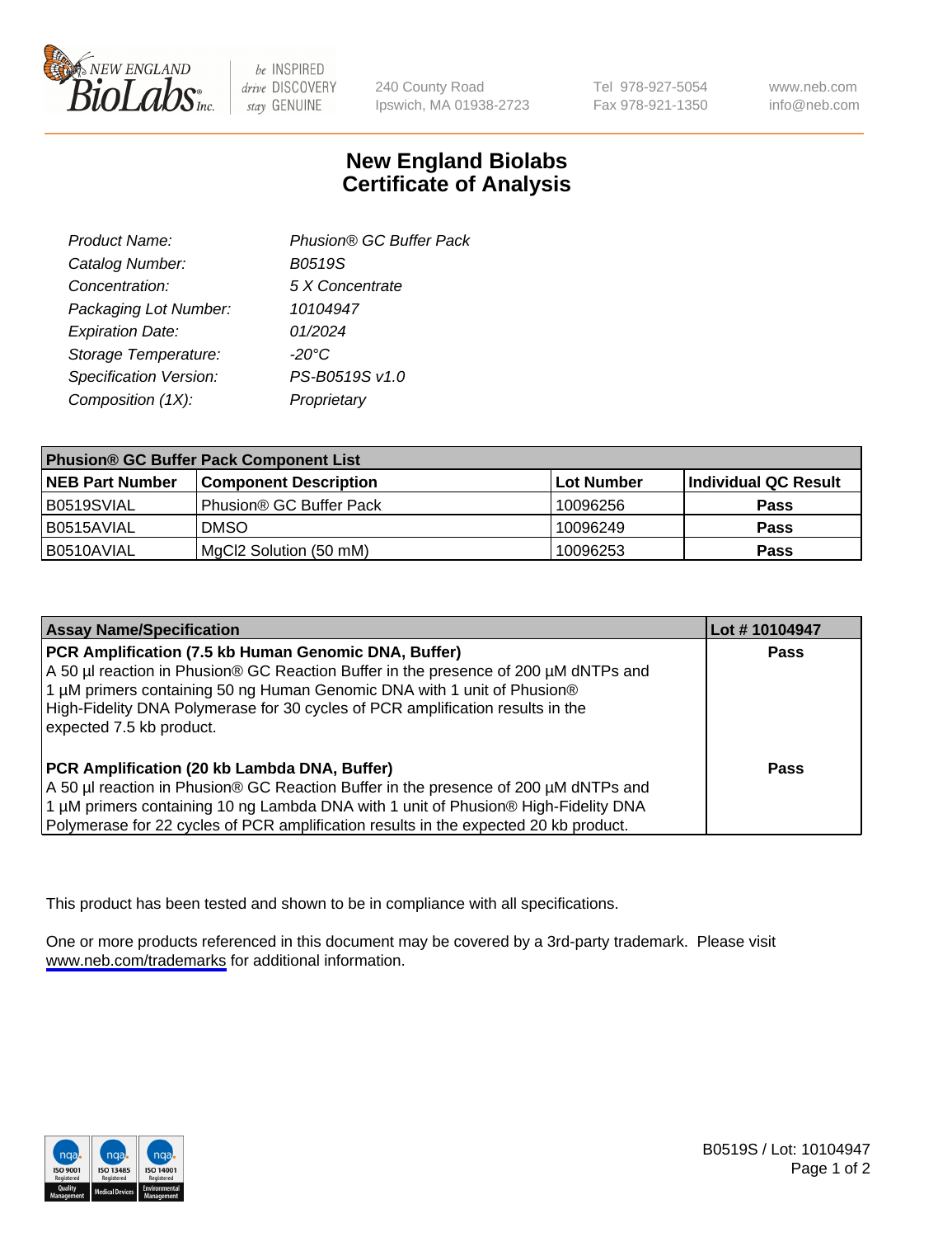NEW ENGLAND BioLabs Inc.

be INSPIRED drive DISCOVERY stay GENUINE

240 County Road
Ipswich, MA 01938-2723

Tel 978-927-5054
Fax 978-921-1350

www.neb.com
info@neb.com

# New England Biolabs
# Certificate of Analysis

| | |
|---|---|
| *Product Name:* | *Phusion® GC Buffer Pack* |
| *Catalog Number:* | *B0519S* |
| *Concentration:* | *5 X Concentrate* |
| *Packaging Lot Number:* | *10104947* |
| *Expiration Date:* | *01/2024* |
| *Storage Temperature:* | *-20°C* |
| *Specification Version:* | *PS-B0519S v1.0* |
| *Composition (1X):* | *Proprietary* |

| **Phusion® GC Buffer Pack Component List** | | | |
|---|---|---|---|
| **NEB Part Number** | **Component Description** | **Lot Number** | **Individual QC Result** |
| B0519SVIAL | Phusion® GC Buffer Pack | 10096256 | **Pass** |
| B0515AVIAL | DMSO | 10096249 | **Pass** |
| B0510AVIAL | $MgCl_2$ Solution (50 mM) | 10096253 | **Pass** |

| **Assay Name/Specification** | **Lot # 10104947** |
|---|---|
| **PCR Amplification (7.5 kb Human Genomic DNA, Buffer)** A 50 µl reaction in Phusion® GC Reaction Buffer in the presence of 200 µM dNTPs and 1 µM primers containing 50 ng Human Genomic DNA with 1 unit of Phusion® High-Fidelity DNA Polymerase for 30 cycles of PCR amplification results in the expected 7.5 kb product. | **Pass** |
| **PCR Amplification (20 kb Lambda DNA, Buffer)** A 50 µl reaction in Phusion® GC Reaction Buffer in the presence of 200 µM dNTPs and 1 µM primers containing 10 ng Lambda DNA with 1 unit of Phusion® High-Fidelity DNA Polymerase for 22 cycles of PCR amplification results in the expected 20 kb product. | **Pass** |

This product has been tested and shown to be in compliance with all specifications.

One or more products referenced in this document may be covered by a 3rd-party trademark. Please visit www.neb.com/trademarks for additional information.

ISO 9001 Registered Quality Management | ISO 13485 Registered Medical Devices | ISO 14001 Registered Environmental Management

B0519S / Lot: 10104947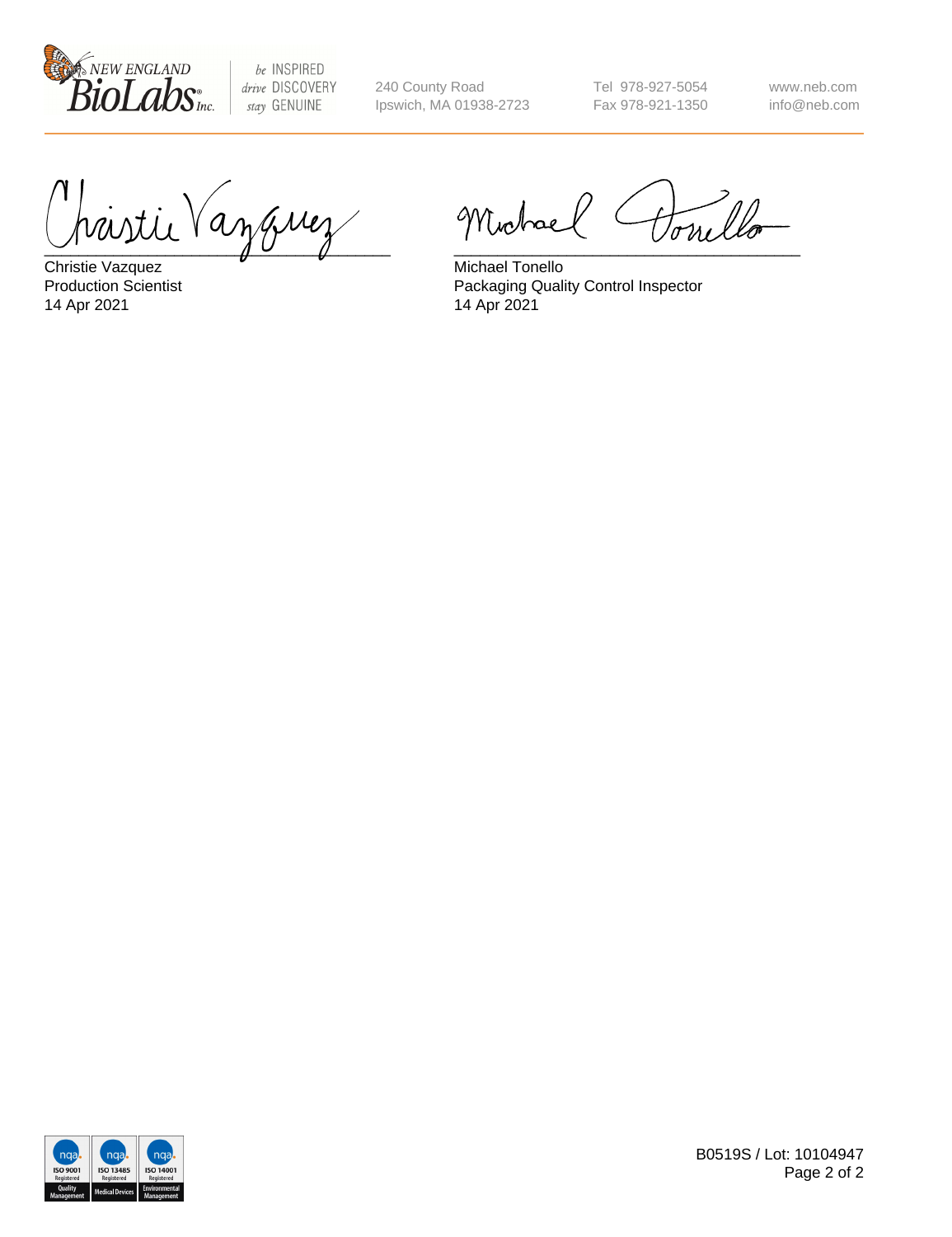Christie Vazquez
Production Scientist
14 Apr 2021

Michael Tonello
Packaging Quality Control Inspector
14 Apr 2021

B0519S / Lot: 10104947